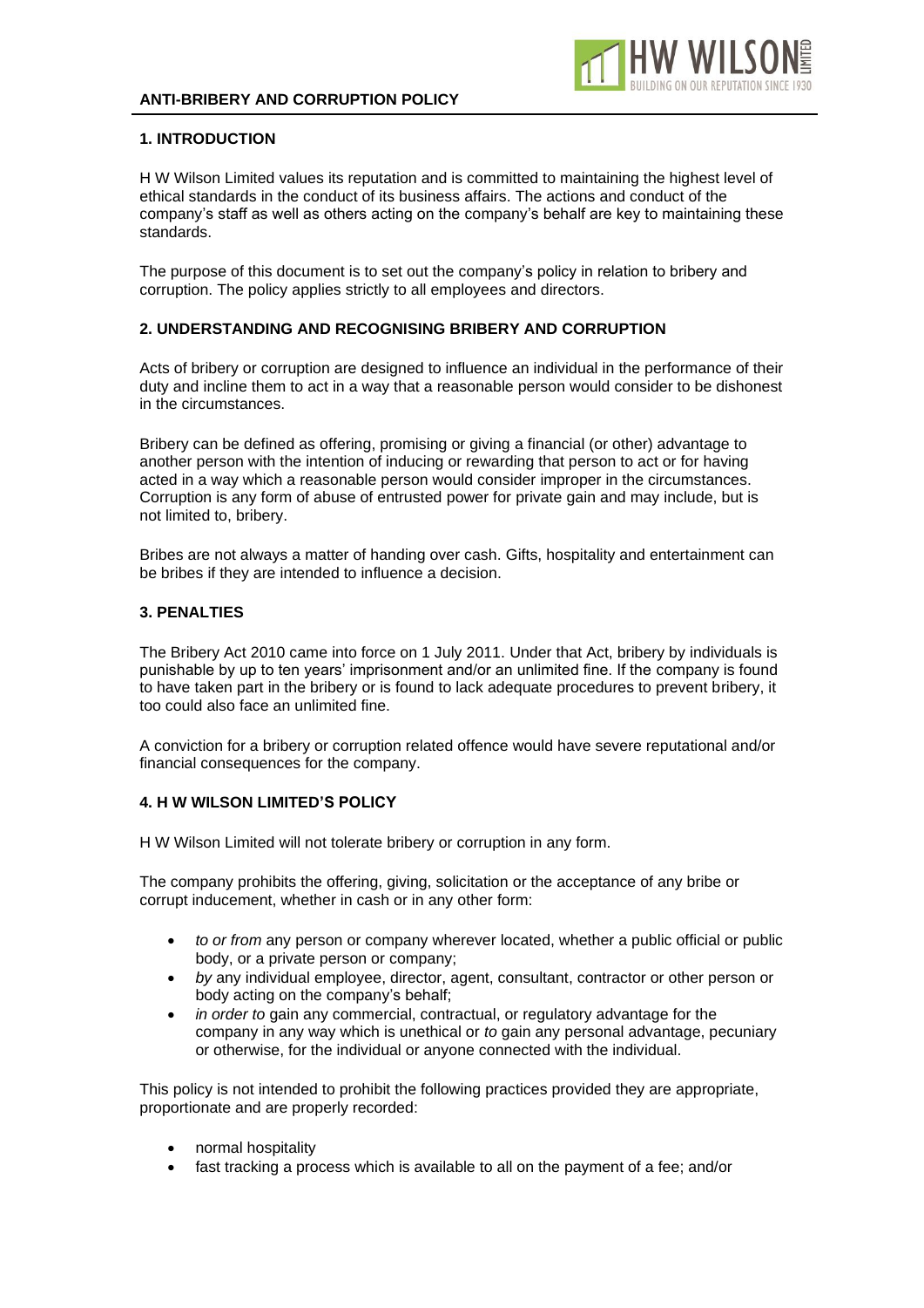# ANTI-BRIBERY AND CORRUPTION POLICY

## 1. INTRODUCTION

H W Wilson Limited values its reputation and is committed to maintaining the highest level of ethical standards in the conduct of its business affairs. The actions and conduct of the company's staff as well as others acting on the company's behalf are key to maintaining these standards.

The purpose of this document is to set out the company's policy in relation to bribery and corruption. The policy applies strictly to all employees and directors.

## 2. UNDERSTANDING AND RECOGNISING BRIBERY AND CORRUPTION

Acts of bribery or corruption are designed to influence an individual in the performance of their duty and incline them to act in a way that a reasonable person would consider to be dishonest in the circumstances.

Bribery can be defined as offering, promising or giving a financial (or other) advantage to another person with the intention of inducing or rewarding that person to act or for having acted in a way which a reasonable person would consider improper in the circumstances. Corruption is any form of abuse of entrusted power for private gain and may include, but is not limited to, bribery.

Bribes are not always a matter of handing over cash. Gifts, hospitality and entertainment can be bribes if they are intended to influence a decision.

## 3. PENALTIES

The Bribery Act 2010 came into force on 1 July 2011. Under that Act, bribery by individuals is punishable by up to ten years' imprisonment and/or an unlimited fine. If the company is found to have taken part in the bribery or is found to lack adequate procedures to prevent bribery, it too could also face an unlimited fine.

A conviction for a bribery or corruption related offence would have severe reputational and/or financial consequences for the company.

## 4. H W WILSON LIMITED'S POLICY

H W Wilson Limited will not tolerate bribery or corruption in any form.

The company prohibits the offering, giving, solicitation or the acceptance of any bribe or corrupt inducement, whether in cash or in any other form:

- *to or from* any person or company wherever located, whether a public official or public body, or a private person or company;
- *by* any individual employee, director, agent, consultant, contractor or other person or body acting on the company's behalf;
- *in order to* gain any commercial, contractual, or regulatory advantage for the company in any way which is unethical or *to* gain any personal advantage, pecuniary or otherwise, for the individual or anyone connected with the individual.

This policy is not intended to prohibit the following practices provided they are appropriate, proportionate and are properly recorded:

- normal hospitality
- fast tracking a process which is available to all on the payment of a fee; and/or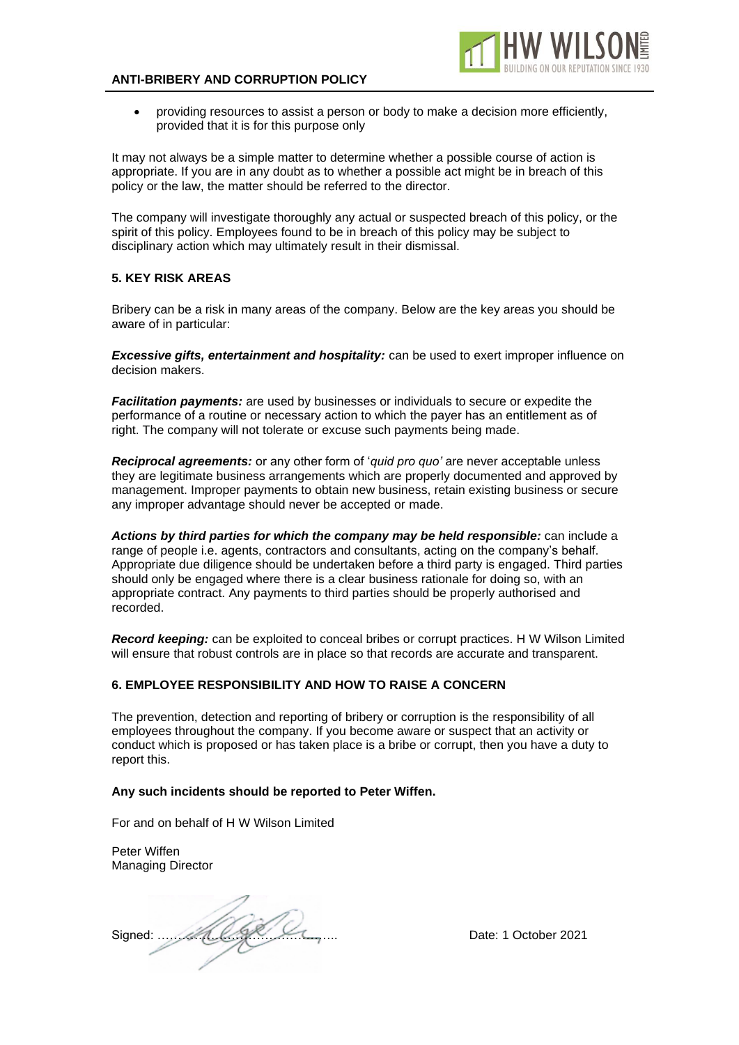- providing resources to assist a person or body to make a decision more efficiently, provided that it is for this purpose only

It may not always be a simple matter to determine whether a possible course of action is appropriate. If you are in any doubt as to whether a possible act might be in breach of this policy or the law, the matter should be referred to the director.

The company will investigate thoroughly any actual or suspected breach of this policy, or the spirit of this policy. Employees found to be in breach of this policy may be subject to disciplinary action which may ultimately result in their dismissal.

## 5. KEY RISK AREAS

Bribery can be a risk in many areas of the company. Below are the key areas you should be aware of in particular:

***Excessive gifts, entertainment and hospitality:*** can be used to exert improper influence on decision makers.

***Facilitation payments:*** are used by businesses or individuals to secure or expedite the performance of a routine or necessary action to which the payer has an entitlement as of right. The company will not tolerate or excuse such payments being made.

***Reciprocal agreements:*** or any other form of '*quid pro quo'* are never acceptable unless they are legitimate business arrangements which are properly documented and approved by management. Improper payments to obtain new business, retain existing business or secure any improper advantage should never be accepted or made.

***Actions by third parties for which the company may be held responsible:*** can include a range of people i.e. agents, contractors and consultants, acting on the company's behalf. Appropriate due diligence should be undertaken before a third party is engaged. Third parties should only be engaged where there is a clear business rationale for doing so, with an appropriate contract. Any payments to third parties should be properly authorised and recorded.

***Record keeping:*** can be exploited to conceal bribes or corrupt practices. H W Wilson Limited will ensure that robust controls are in place so that records are accurate and transparent.

## 6. EMPLOYEE RESPONSIBILITY AND HOW TO RAISE A CONCERN

The prevention, detection and reporting of bribery or corruption is the responsibility of all employees throughout the company. If you become aware or suspect that an activity or conduct which is proposed or has taken place is a bribe or corrupt, then you have a duty to report this.

**Any such incidents should be reported to Peter Wiffen.**

For and on behalf of H W Wilson Limited

Peter Wiffen
Managing Director

Signed: …………………………………….. Date: 1 October 2021